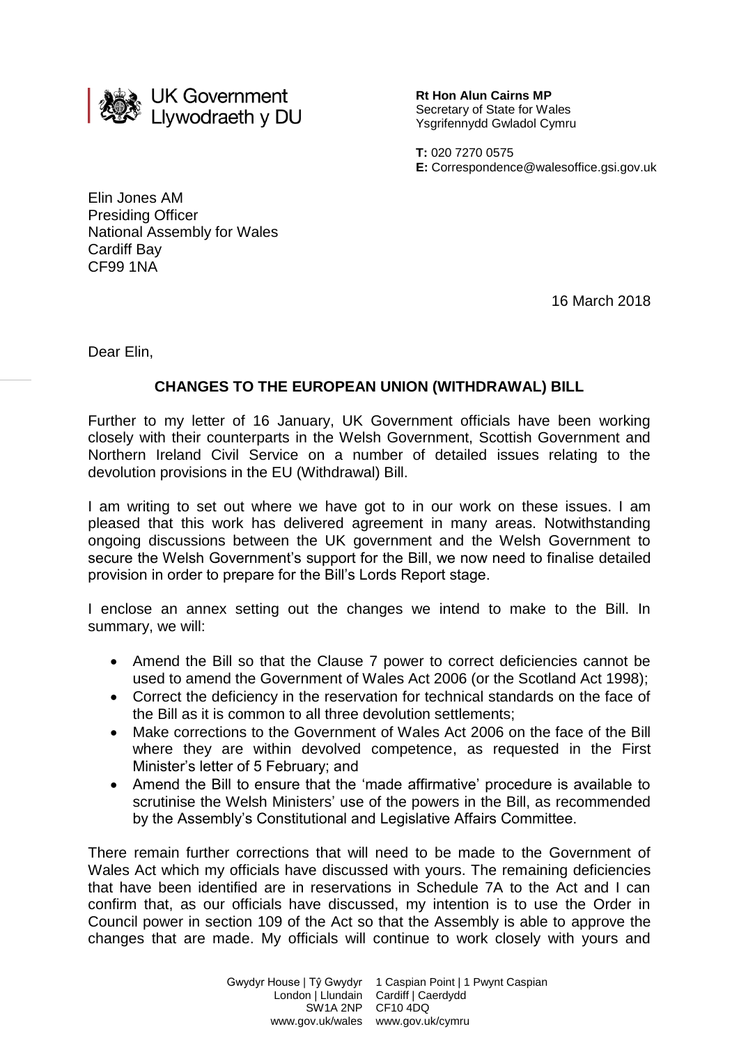UK Government
Llywodraeth y DU

**Rt Hon Alun Cairns MP**
Secretary of State for Wales
Ysgrifennydd Gwladol Cymru

**T:** 020 7270 0575
**E:** Correspondence@walesoffice.gsi.gov.uk

Elin Jones AM
Presiding Officer
National Assembly for Wales
Cardiff Bay
CF99 1NA

16 March 2018

Dear Elin,

**CHANGES TO THE EUROPEAN UNION (WITHDRAWAL) BILL**

Further to my letter of 16 January, UK Government officials have been working closely with their counterparts in the Welsh Government, Scottish Government and Northern Ireland Civil Service on a number of detailed issues relating to the devolution provisions in the EU (Withdrawal) Bill.

I am writing to set out where we have got to in our work on these issues. I am pleased that this work has delivered agreement in many areas. Notwithstanding ongoing discussions between the UK government and the Welsh Government to secure the Welsh Government's support for the Bill, we now need to finalise detailed provision in order to prepare for the Bill's Lords Report stage.

I enclose an annex setting out the changes we intend to make to the Bill. In summary, we will:

- Amend the Bill so that the Clause 7 power to correct deficiencies cannot be used to amend the Government of Wales Act 2006 (or the Scotland Act 1998);
- Correct the deficiency in the reservation for technical standards on the face of the Bill as it is common to all three devolution settlements;
- Make corrections to the Government of Wales Act 2006 on the face of the Bill where they are within devolved competence, as requested in the First Minister's letter of 5 February; and
- Amend the Bill to ensure that the 'made affirmative' procedure is available to scrutinise the Welsh Ministers' use of the powers in the Bill, as recommended by the Assembly's Constitutional and Legislative Affairs Committee.

There remain further corrections that will need to be made to the Government of Wales Act which my officials have discussed with yours. The remaining deficiencies that have been identified are in reservations in Schedule 7A to the Act and I can confirm that, as our officials have discussed, my intention is to use the Order in Council power in section 109 of the Act so that the Assembly is able to approve the changes that are made. My officials will continue to work closely with yours and

Gwydyr House | Tŷ Gwydyr
London | Llundain
SW1A 2NP
www.gov.uk/wales

1 Caspian Point | 1 Pwynt Caspian
Cardiff | Caerdydd
CF10 4DQ
www.gov.uk/cymru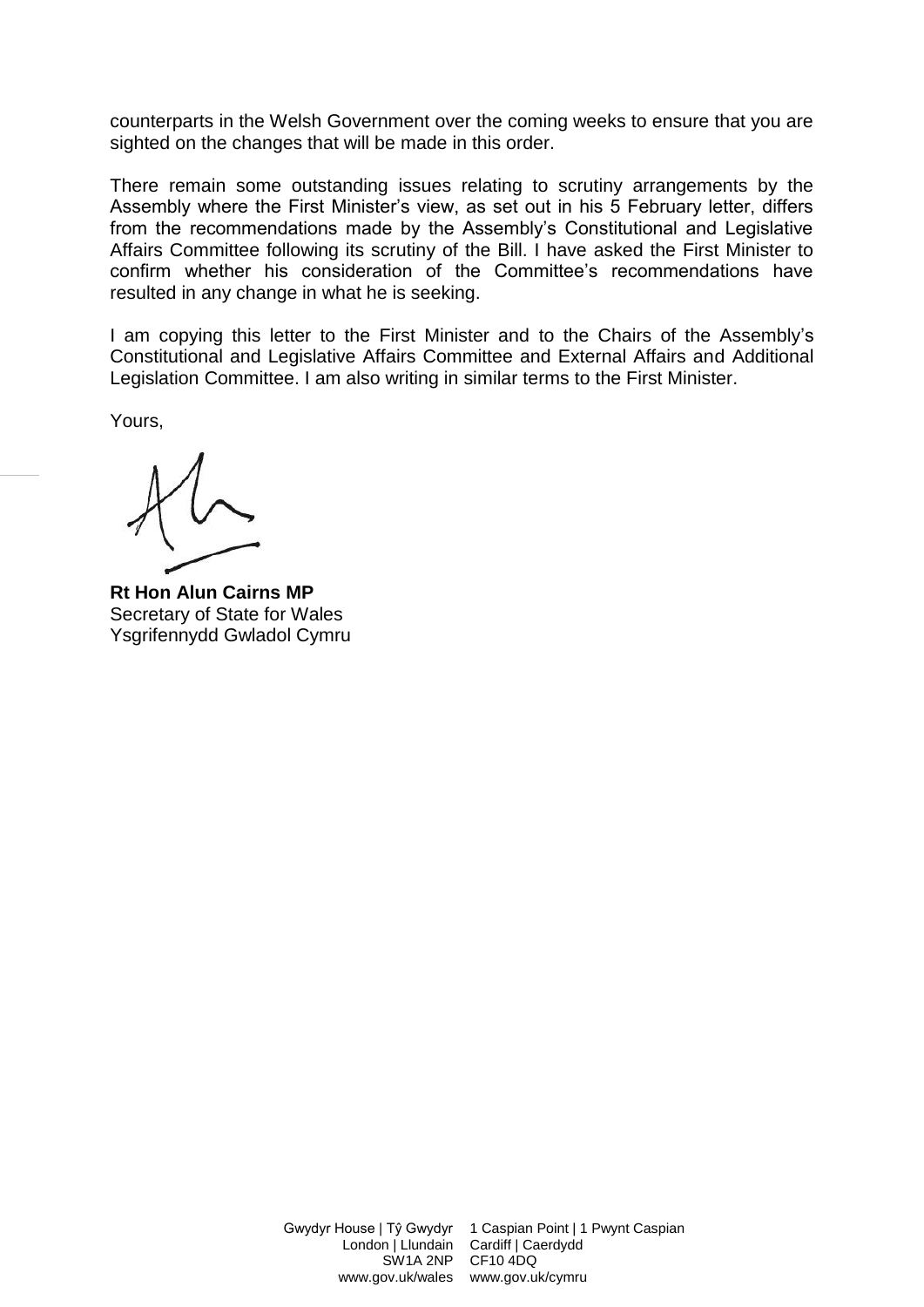counterparts in the Welsh Government over the coming weeks to ensure that you are sighted on the changes that will be made in this order.

There remain some outstanding issues relating to scrutiny arrangements by the Assembly where the First Minister's view, as set out in his 5 February letter, differs from the recommendations made by the Assembly's Constitutional and Legislative Affairs Committee following its scrutiny of the Bill. I have asked the First Minister to confirm whether his consideration of the Committee's recommendations have resulted in any change in what he is seeking.

I am copying this letter to the First Minister and to the Chairs of the Assembly's Constitutional and Legislative Affairs Committee and External Affairs and Additional Legislation Committee. I am also writing in similar terms to the First Minister.

Yours,

**Rt Hon Alun Cairns MP**
Secretary of State for Wales
Ysgrifennydd Gwladol Cymru

Gwydyr House | Tŷ Gwydyr
London | Llundain
SW1A 2NP
www.gov.uk/wales

1 Caspian Point | 1 Pwynt Caspian
Cardiff | Caerdydd
CF10 4DQ
www.gov.uk/cymru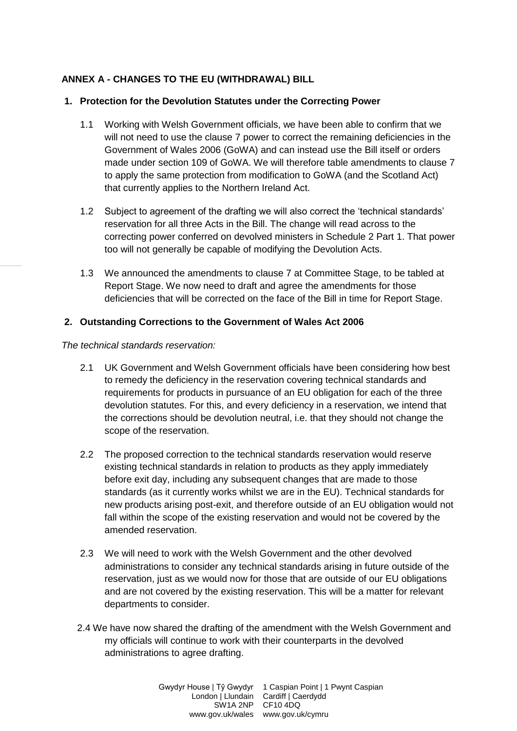**ANNEX A - CHANGES TO THE EU (WITHDRAWAL) BILL**

**1. Protection for the Devolution Statutes under the Correcting Power**

1.1 Working with Welsh Government officials, we have been able to confirm that we will not need to use the clause 7 power to correct the remaining deficiencies in the Government of Wales 2006 (GoWA) and can instead use the Bill itself or orders made under section 109 of GoWA. We will therefore table amendments to clause 7 to apply the same protection from modification to GoWA (and the Scotland Act) that currently applies to the Northern Ireland Act.

1.2 Subject to agreement of the drafting we will also correct the 'technical standards' reservation for all three Acts in the Bill. The change will read across to the correcting power conferred on devolved ministers in Schedule 2 Part 1. That power too will not generally be capable of modifying the Devolution Acts.

1.3 We announced the amendments to clause 7 at Committee Stage, to be tabled at Report Stage. We now need to draft and agree the amendments for those deficiencies that will be corrected on the face of the Bill in time for Report Stage.

**2. Outstanding Corrections to the Government of Wales Act 2006**

*The technical standards reservation:*

2.1 UK Government and Welsh Government officials have been considering how best to remedy the deficiency in the reservation covering technical standards and requirements for products in pursuance of an EU obligation for each of the three devolution statutes. For this, and every deficiency in a reservation, we intend that the corrections should be devolution neutral, i.e. that they should not change the scope of the reservation.

2.2 The proposed correction to the technical standards reservation would reserve existing technical standards in relation to products as they apply immediately before exit day, including any subsequent changes that are made to those standards (as it currently works whilst we are in the EU). Technical standards for new products arising post-exit, and therefore outside of an EU obligation would not fall within the scope of the existing reservation and would not be covered by the amended reservation.

2.3 We will need to work with the Welsh Government and the other devolved administrations to consider any technical standards arising in future outside of the reservation, just as we would now for those that are outside of our EU obligations and are not covered by the existing reservation. This will be a matter for relevant departments to consider.

2.4 We have now shared the drafting of the amendment with the Welsh Government and my officials will continue to work with their counterparts in the devolved administrations to agree drafting.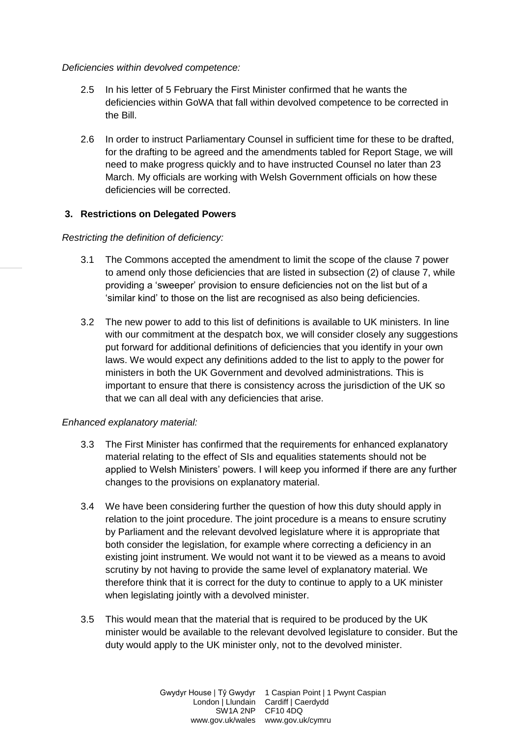*Deficiencies within devolved competence:*

2.5 In his letter of 5 February the First Minister confirmed that he wants the deficiencies within GoWA that fall within devolved competence to be corrected in the Bill.

2.6 In order to instruct Parliamentary Counsel in sufficient time for these to be drafted, for the drafting to be agreed and the amendments tabled for Report Stage, we will need to make progress quickly and to have instructed Counsel no later than 23 March. My officials are working with Welsh Government officials on how these deficiencies will be corrected.

## 3. Restrictions on Delegated Powers

*Restricting the definition of deficiency:*

3.1 The Commons accepted the amendment to limit the scope of the clause 7 power to amend only those deficiencies that are listed in subsection (2) of clause 7, while providing a 'sweeper' provision to ensure deficiencies not on the list but of a 'similar kind' to those on the list are recognised as also being deficiencies.

3.2 The new power to add to this list of definitions is available to UK ministers. In line with our commitment at the despatch box, we will consider closely any suggestions put forward for additional definitions of deficiencies that you identify in your own laws. We would expect any definitions added to the list to apply to the power for ministers in both the UK Government and devolved administrations. This is important to ensure that there is consistency across the jurisdiction of the UK so that we can all deal with any deficiencies that arise.

*Enhanced explanatory material:*

3.3 The First Minister has confirmed that the requirements for enhanced explanatory material relating to the effect of SIs and equalities statements should not be applied to Welsh Ministers' powers. I will keep you informed if there are any further changes to the provisions on explanatory material.

3.4 We have been considering further the question of how this duty should apply in relation to the joint procedure. The joint procedure is a means to ensure scrutiny by Parliament and the relevant devolved legislature where it is appropriate that both consider the legislation, for example where correcting a deficiency in an existing joint instrument. We would not want it to be viewed as a means to avoid scrutiny by not having to provide the same level of explanatory material. We therefore think that it is correct for the duty to continue to apply to a UK minister when legislating jointly with a devolved minister.

3.5 This would mean that the material that is required to be produced by the UK minister would be available to the relevant devolved legislature to consider. But the duty would apply to the UK minister only, not to the devolved minister.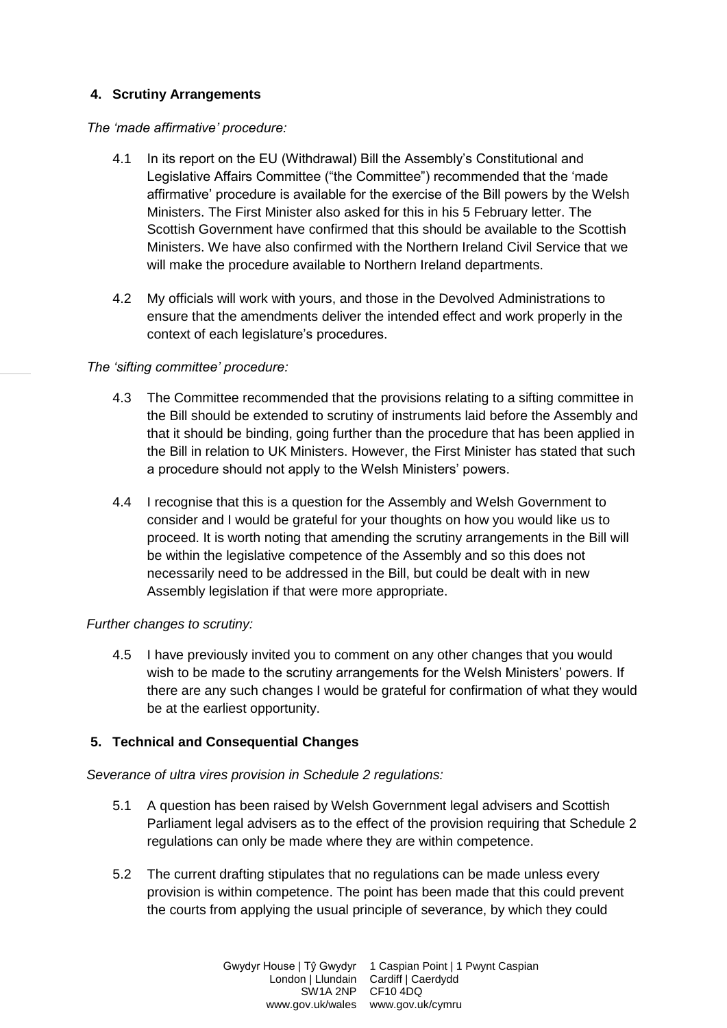## 4. Scrutiny Arrangements

*The 'made affirmative' procedure:*

4.1 In its report on the EU (Withdrawal) Bill the Assembly's Constitutional and Legislative Affairs Committee ("the Committee") recommended that the 'made affirmative' procedure is available for the exercise of the Bill powers by the Welsh Ministers. The First Minister also asked for this in his 5 February letter. The Scottish Government have confirmed that this should be available to the Scottish Ministers. We have also confirmed with the Northern Ireland Civil Service that we will make the procedure available to Northern Ireland departments.

4.2 My officials will work with yours, and those in the Devolved Administrations to ensure that the amendments deliver the intended effect and work properly in the context of each legislature's procedures.

*The 'sifting committee' procedure:*

4.3 The Committee recommended that the provisions relating to a sifting committee in the Bill should be extended to scrutiny of instruments laid before the Assembly and that it should be binding, going further than the procedure that has been applied in the Bill in relation to UK Ministers. However, the First Minister has stated that such a procedure should not apply to the Welsh Ministers' powers.

4.4 I recognise that this is a question for the Assembly and Welsh Government to consider and I would be grateful for your thoughts on how you would like us to proceed. It is worth noting that amending the scrutiny arrangements in the Bill will be within the legislative competence of the Assembly and so this does not necessarily need to be addressed in the Bill, but could be dealt with in new Assembly legislation if that were more appropriate.

*Further changes to scrutiny:*

4.5 I have previously invited you to comment on any other changes that you would wish to be made to the scrutiny arrangements for the Welsh Ministers' powers. If there are any such changes I would be grateful for confirmation of what they would be at the earliest opportunity.

## 5. Technical and Consequential Changes

*Severance of ultra vires provision in Schedule 2 regulations:*

5.1 A question has been raised by Welsh Government legal advisers and Scottish Parliament legal advisers as to the effect of the provision requiring that Schedule 2 regulations can only be made where they are within competence.

5.2 The current drafting stipulates that no regulations can be made unless every provision is within competence. The point has been made that this could prevent the courts from applying the usual principle of severance, by which they could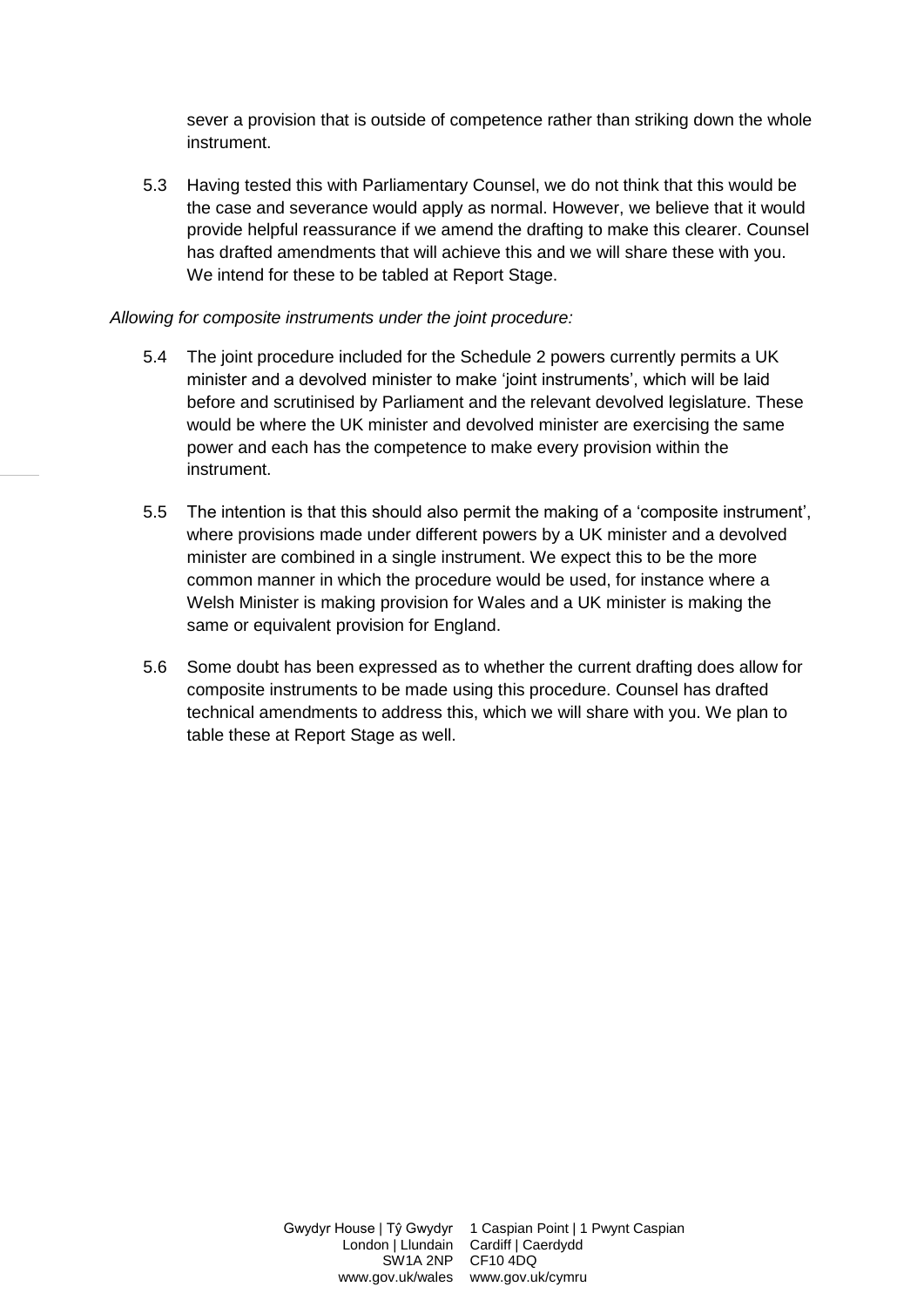sever a provision that is outside of competence rather than striking down the whole instrument.

5.3 Having tested this with Parliamentary Counsel, we do not think that this would be the case and severance would apply as normal. However, we believe that it would provide helpful reassurance if we amend the drafting to make this clearer. Counsel has drafted amendments that will achieve this and we will share these with you. We intend for these to be tabled at Report Stage.

*Allowing for composite instruments under the joint procedure:*

5.4 The joint procedure included for the Schedule 2 powers currently permits a UK minister and a devolved minister to make 'joint instruments', which will be laid before and scrutinised by Parliament and the relevant devolved legislature. These would be where the UK minister and devolved minister are exercising the same power and each has the competence to make every provision within the instrument.

5.5 The intention is that this should also permit the making of a 'composite instrument', where provisions made under different powers by a UK minister and a devolved minister are combined in a single instrument. We expect this to be the more common manner in which the procedure would be used, for instance where a Welsh Minister is making provision for Wales and a UK minister is making the same or equivalent provision for England.

5.6 Some doubt has been expressed as to whether the current drafting does allow for composite instruments to be made using this procedure. Counsel has drafted technical amendments to address this, which we will share with you. We plan to table these at Report Stage as well.